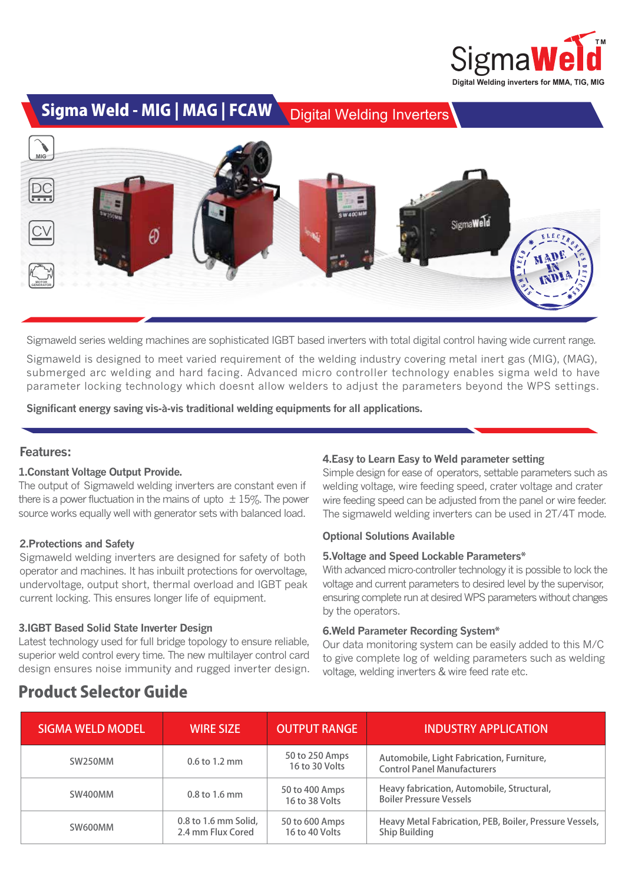SigmaWeld™

Digital Welding inverters for MMA, TIG, MIG

# Sigma Weld - MIG | MAG | FCAW

Digital Welding Inverters

Sigmaweld series welding machines are sophisticated IGBT based inverters with total digital control having wide current range.

Sigmaweld is designed to meet varied requirement of the welding industry covering metal inert gas (MIG), (MAG), submerged arc welding and hard facing. Advanced micro controller technology enables sigma weld to have parameter locking technology which doesnt allow welders to adjust the parameters beyond the WPS settings.

**Significant energy saving vis-à-vis traditional welding equipments for all applications.**

## Features:

### 1.Constant Voltage Output Provide.

The output of Sigmaweld welding inverters are constant even if there is a power fluctuation in the mains of upto ± 15%. The power source works equally well with generator sets with balanced load.

### 2.Protections and Safety

Sigmaweld welding inverters are designed for safety of both operator and machines. It has inbuilt protections for overvoltage, undervoltage, output short, thermal overload and IGBT peak current locking. This ensures longer life of equipment.

### 3.IGBT Based Solid State Inverter Design

Latest technology used for full bridge topology to ensure reliable, superior weld control every time. The new multilayer control card design ensures noise immunity and rugged inverter design.

### 4.Easy to Learn Easy to Weld parameter setting

Simple design for ease of operators, settable parameters such as welding voltage, wire feeding speed, crater voltage and crater wire feeding speed can be adjusted from the panel or wire feeder. The sigmaweld welding inverters can be used in 2T/4T mode.

### Optional Solutions Available

### 5.Voltage and Speed Lockable Parameters*

With advanced micro-controller technology it is possible to lock the voltage and current parameters to desired level by the supervisor, ensuring complete run at desired WPS parameters without changes by the operators.

### 6.Weld Parameter Recording System*

Our data monitoring system can be easily added to this M/C to give complete log of welding parameters such as welding voltage, welding inverters & wire feed rate etc.

## Product Selector Guide

| SIGMA WELD MODEL | WIRE SIZE | OUTPUT RANGE | INDUSTRY APPLICATION |
|---|---|---|---|
| SW250MM | 0.6 to 1.2 mm | 50 to 250 Amps<br>16 to 30 Volts | Automobile, Light Fabrication, Furniture, Control Panel Manufacturers |
| SW400MM | 0.8 to 1.6 mm | 50 to 400 Amps<br>16 to 38 Volts | Heavy fabrication, Automobile, Structural, Boiler Pressure Vessels |
| SW600MM | 0.8 to 1.6 mm Solid,<br>2.4 mm Flux Cored | 50 to 600 Amps<br>16 to 40 Volts | Heavy Metal Fabrication, PEB, Boiler, Pressure Vessels, Ship Building |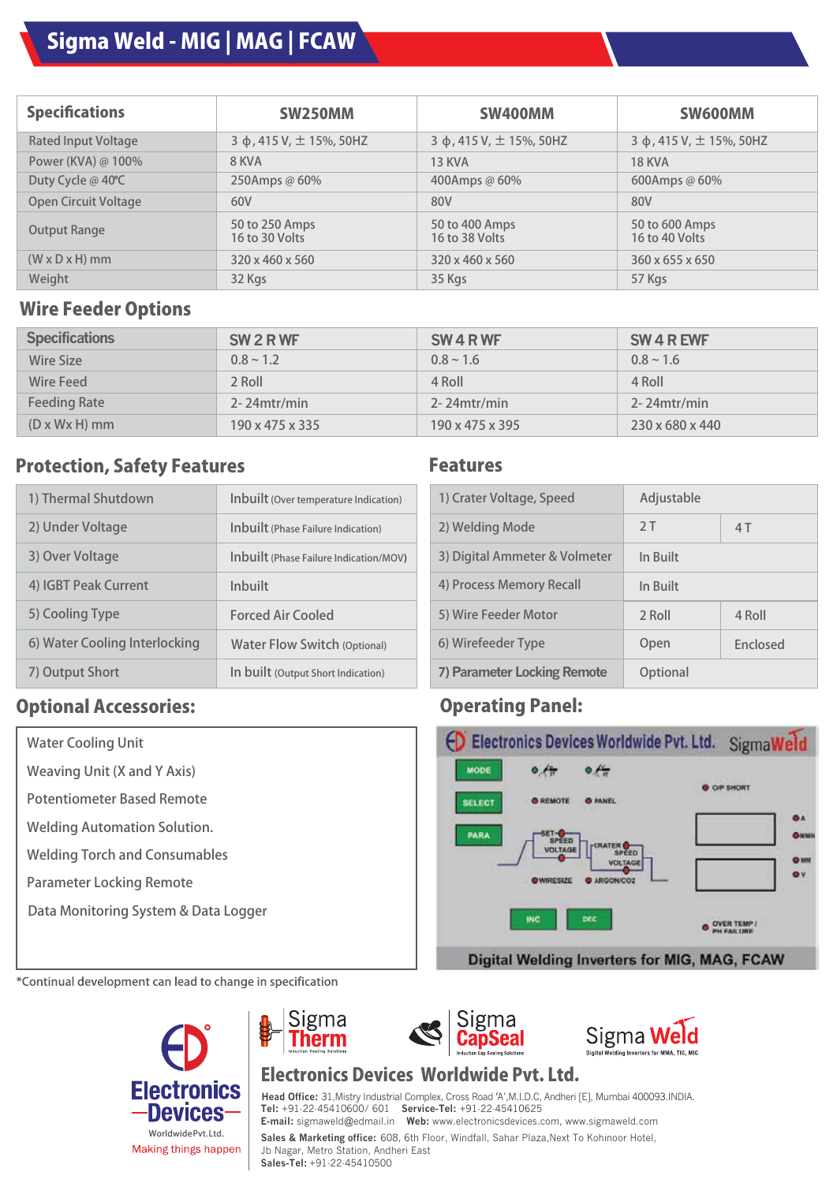# Sigma Weld - MIG | MAG | FCAW

| Specifications | SW250MM | SW400MM | SW600MM |
|---|---|---|---|
| Rated Input Voltage | 3 ϕ, 415 V, ± 15%, 50HZ | 3 ϕ, 415 V, ± 15%, 50HZ | 3 ϕ, 415 V, ± 15%, 50HZ |
| Power (KVA) @ 100% | 8 KVA | 13 KVA | 18 KVA |
| Duty Cycle @ 40°C | 250Amps @ 60% | 400Amps @ 60% | 600Amps @ 60% |
| Open Circuit Voltage | 60V | 80V | 80V |
| Output Range | 50 to 250 Amps 16 to 30 Volts | 50 to 400 Amps 16 to 38 Volts | 50 to 600 Amps 16 to 40 Volts |
| (W x D x H) mm | 320 x 460 x 560 | 320 x 460 x 560 | 360 x 655 x 650 |
| Weight | 32 Kgs | 35 Kgs | 57 Kgs |

## Wire Feeder Options

| Specifications | SW 2 R WF | SW 4 R WF | SW 4 R EWF |
|---|---|---|---|
| Wire Size | 0.8 ~ 1.2 | 0.8 ~ 1.6 | 0.8 ~ 1.6 |
| Wire Feed | 2 Roll | 4 Roll | 4 Roll |
| Feeding Rate | 2- 24mtr/min | 2- 24mtr/min | 2- 24mtr/min |
| (D x Wx H) mm | 190 x 475 x 335 | 190 x 475 x 395 | 230 x 680 x 440 |

## Protection, Safety Features

| | |
|---|---|
| 1) Thermal Shutdown | Inbuilt (Over temperature Indication) |
| 2) Under Voltage | Inbuilt (Phase Failure Indication) |
| 3) Over Voltage | Inbuilt (Phase Failure Indication/MOV) |
| 4) IGBT Peak Current | Inbuilt |
| 5) Cooling Type | Forced Air Cooled |
| 6) Water Cooling Interlocking | Water Flow Switch (Optional) |
| 7) Output Short | In built (Output Short Indication) |

## Features

| | | |
|---|---|---|
| 1) Crater Voltage, Speed | Adjustable | |
| 2) Welding Mode | 2 T | 4 T |
| 3) Digital Ammeter & Volmeter | In Built | |
| 4) Process Memory Recall | In Built | |
| 5) Wire Feeder Motor | 2 Roll | 4 Roll |
| 6) Wirefeeder Type | Open | Enclosed |
| **7) Parameter Locking Remote** | Optional | |

## Optional Accessories:

- Water Cooling Unit
- Weaving Unit (X and Y Axis)
- Potentiometer Based Remote
- Welding Automation Solution.
- Welding Torch and Consumables
- Parameter Locking Remote
- Data Monitoring System & Data Logger

## Operating Panel:

Electronics Devices Worldwide Pvt. Ltd. SigmaWeld

MODE
SELECT
PARA
REMOTE
PANEL
O/P SHORT
SET SPEED VOLTAGE
CRATER SPEED VOLTAGE
WIRESIZE
ARGON/CO2
A
M/MIN
MM
V
INC
DEC
OVER TEMP / PH FAILURE

Digital Welding Inverters for MIG, MAG, FCAW

*Continual development can lead to change in specification

Electronics Devices Worldwide Pvt.Ltd.
Making things happen

Sigma Therm — Induction Heating Solutions
Sigma CapSeal — Induction Cap Sealing Solutions
Sigma Weld — Digital Welding Inverters for MMA, TIG, MIG

## Electronics Devices Worldwide Pvt. Ltd.

**Head Office:** 31,Mistry Industrial Complex, Cross Road 'A',M.I.D.C, Andheri [E], Mumbai 400093.INDIA.
**Tel:** +91-22-45410600/ 601 **Service-Tel:** +91-22-45410625
**E-mail:** sigmaweld@edmail.in **Web:** www.electronicsdevices.com, www.sigmaweld.com
**Sales & Marketing office:** 608, 6th Floor, Windfall, Sahar Plaza,Next To Kohinoor Hotel, Jb Nagar, Metro Station, Andheri East
**Sales-Tel:** +91-22-45410500